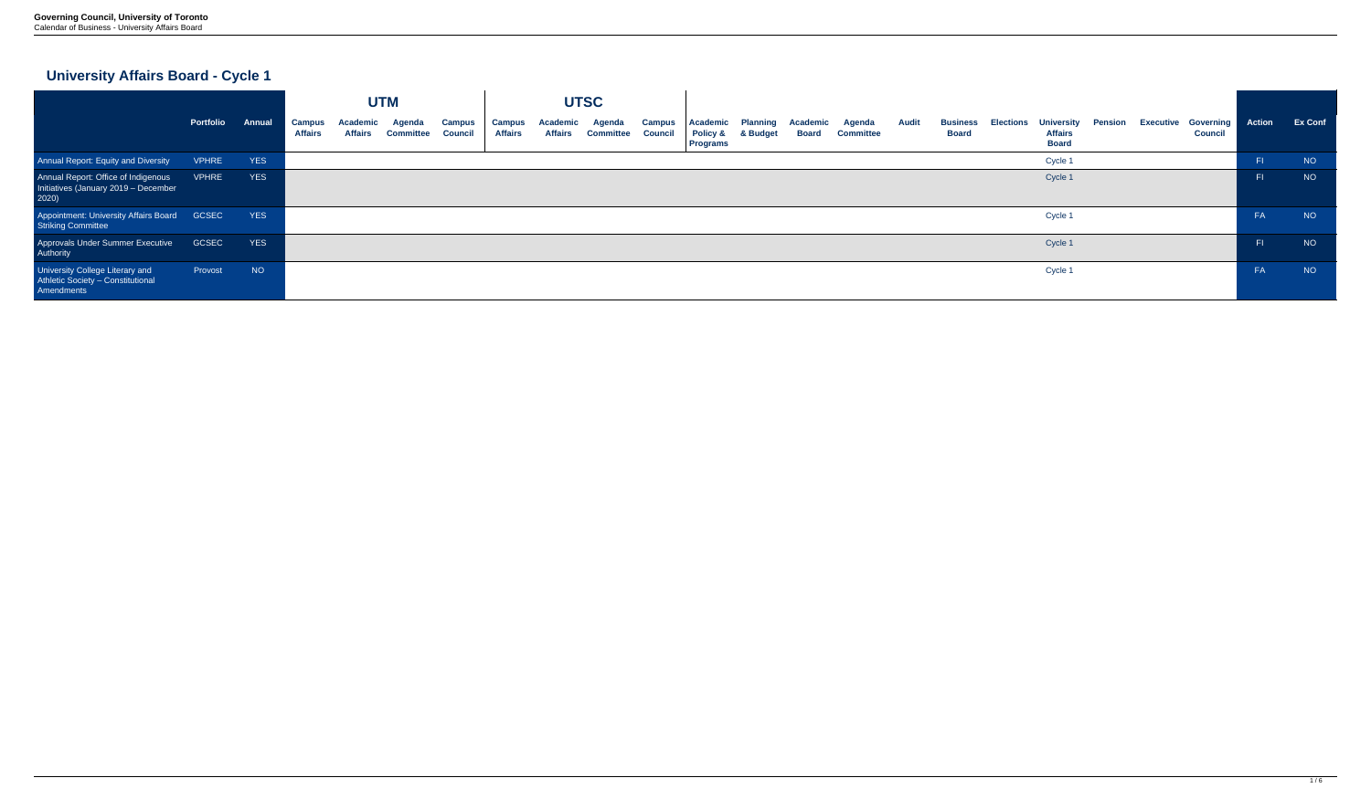**Governing Council, University of Toronto**
Calendar of Business - University Affairs Board

## University Affairs Board - Cycle 1

| | | | UTM | | | | UTSC | | | | | | | | | | | | | | | | | |
|---|---|---|---|---|---|---|---|---|---|---|---|---|---|---|---|---|---|---|---|---|---|---|---|---|
| | Portfolio | Annual | Campus Affairs | Academic Affairs | Agenda Committee | Campus Council | Campus Affairs | Academic Affairs | Agenda Committee | Campus Council | Academic Policy & Programs | Planning & Budget | Academic Board | Agenda Committee | Audit | Business Board | Elections | University Affairs Board | Pension | Executive | Governing Council | Action | Ex Conf |
| Annual Report: Equity and Diversity | VPHRE | YES | | | | | | | | | | | | | | | | Cycle 1 | | | | FI | NO |
| Annual Report: Office of Indigenous Initiatives (January 2019 – December 2020) | VPHRE | YES | | | | | | | | | | | | | | | | Cycle 1 | | | | FI | NO |
| Appointment: University Affairs Board Striking Committee | GCSEC | YES | | | | | | | | | | | | | | | | Cycle 1 | | | | FA | NO |
| Approvals Under Summer Executive Authority | GCSEC | YES | | | | | | | | | | | | | | | | Cycle 1 | | | | FI | NO |
| University College Literary and Athletic Society – Constitutional Amendments | Provost | NO | | | | | | | | | | | | | | | | Cycle 1 | | | | FA | NO |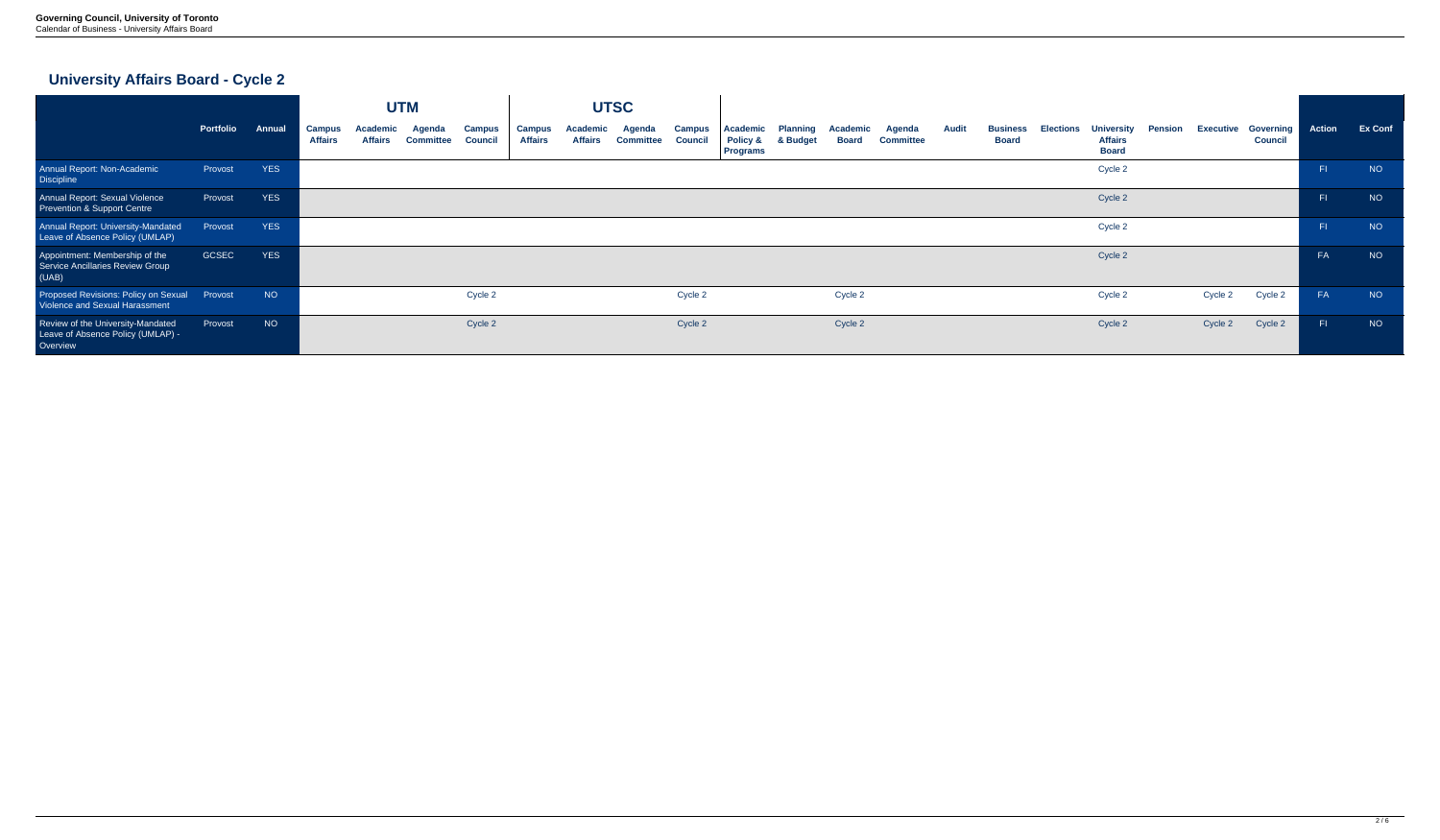## University Affairs Board - Cycle 2

| | Portfolio | Annual | UTM | | | | UTSC | | | | | | | | | | | | | | | | |
|---|---|---|---|---|---|---|---|---|---|---|---|---|---|---|---|---|---|---|---|---|---|---|---|
| | | | Campus Affairs | Academic Affairs | Agenda Committee | Campus Council | Campus Affairs | Academic Affairs | Agenda Committee | Campus Council | Academic Policy & Programs | Planning & Budget | Academic Board | Agenda Committee | Audit | Business Board | Elections | University Affairs Board | Pension | Executive | Governing Council | Action | Ex Conf |
| Annual Report: Non-Academic Discipline | Provost | YES | | | | | | | | | | | | | | | | Cycle 2 | | | | FI | NO |
| Annual Report: Sexual Violence Prevention & Support Centre | Provost | YES | | | | | | | | | | | | | | | | Cycle 2 | | | | FI | NO |
| Annual Report: University-Mandated Leave of Absence Policy (UMLAP) | Provost | YES | | | | | | | | | | | | | | | | Cycle 2 | | | | FI | NO |
| Appointment: Membership of the Service Ancillaries Review Group (UAB) | GCSEC | YES | | | | | | | | | | | | | | | | Cycle 2 | | | | FA | NO |
| Proposed Revisions: Policy on Sexual Violence and Sexual Harassment | Provost | NO | | | | Cycle 2 | | | | Cycle 2 | | | Cycle 2 | | | | | Cycle 2 | | Cycle 2 | Cycle 2 | FA | NO |
| Review of the University-Mandated Leave of Absence Policy (UMLAP) - Overview | Provost | NO | | | | Cycle 2 | | | | Cycle 2 | | | Cycle 2 | | | | | Cycle 2 | | Cycle 2 | Cycle 2 | FI | NO |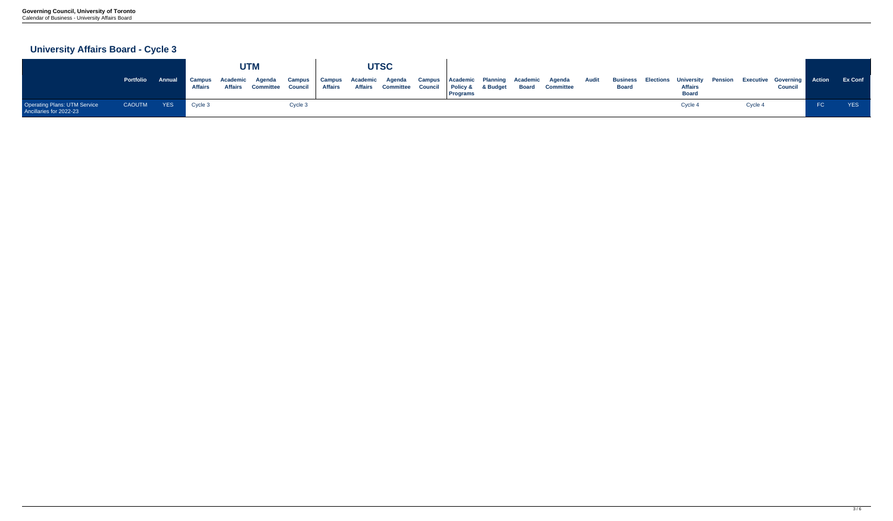**Governing Council, University of Toronto**
Calendar of Business - University Affairs Board

## University Affairs Board - Cycle 3

| | Portfolio | Annual | UTM | | | | UTSC | | | | | | | | | | | | | | | Action | Ex Conf |
|---|---|---|---|---|---|---|---|---|---|---|---|---|---|---|---|---|---|---|---|---|---|---|---|
| | | | Campus Affairs | Academic Affairs | Agenda Committee | Campus Council | Campus Affairs | Academic Affairs | Agenda Committee | Campus Council | Academic Policy & Programs | Planning & Budget | Academic Board | Agenda Committee | Audit | Business Board | Elections | University Affairs Board | Pension | Executive | Governing Council | | |
| Operating Plans: UTM Service Ancillaries for 2022-23 | CAOUTM | YES | Cycle 3 | | | Cycle 3 | | | | | | | | | | | | Cycle 4 | | Cycle 4 | | FC | YES |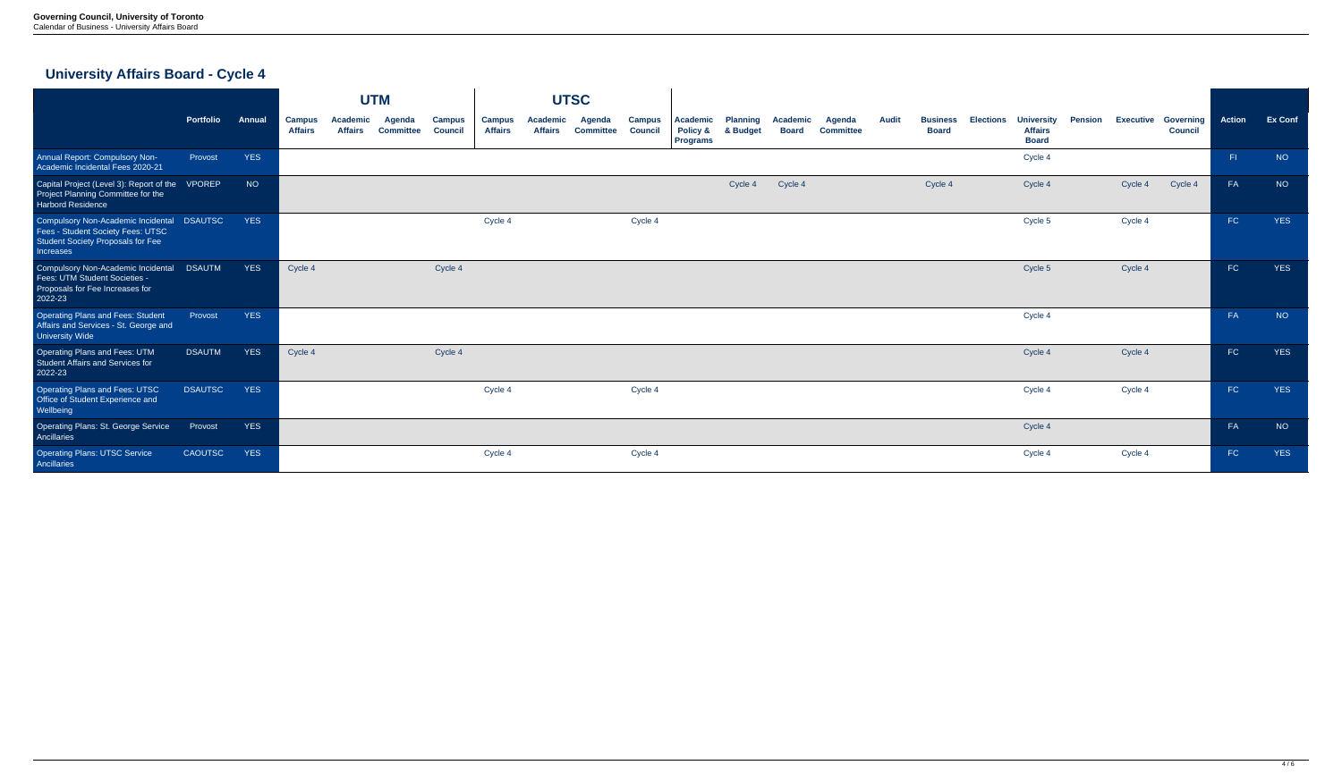## University Affairs Board - Cycle 4

| | | | UTM | | | | UTSC | | | | | | | | | | | | | | | | |
|---|---|---|---|---|---|---|---|---|---|---|---|---|---|---|---|---|---|---|---|---|---|---|---|
| | Portfolio | Annual | Campus Affairs | Academic Affairs | Agenda Committee | Campus Council | Campus Affairs | Academic Affairs | Agenda Committee | Campus Council | Academic Policy & Programs | Planning & Budget | Academic Board | Agenda Committee | Audit | Business Board | Elections | University Affairs Board | Pension | Executive | Governing Council | Action | Ex Conf |
| Annual Report: Compulsory Non-Academic Incidental Fees 2020-21 | Provost | YES | | | | | | | | | | | | | | | | Cycle 4 | | | | FI | NO |
| Capital Project (Level 3): Report of the Project Planning Committee for the Harbord Residence | VPOREP | NO | | | | | | | | | | Cycle 4 | Cycle 4 | | | Cycle 4 | | Cycle 4 | | Cycle 4 | Cycle 4 | FA | NO |
| Compulsory Non-Academic Incidental Fees - Student Society Fees: UTSC Student Society Proposals for Fee Increases | DSAUTSC | YES | | | | | Cycle 4 | | | Cycle 4 | | | | | | | | Cycle 5 | | Cycle 4 | | FC | YES |
| Compulsory Non-Academic Incidental Fees: UTM Student Societies - Proposals for Fee Increases for 2022-23 | DSAUTM | YES | Cycle 4 | | | Cycle 4 | | | | | | | | | | | | Cycle 5 | | Cycle 4 | | FC | YES |
| Operating Plans and Fees: Student Affairs and Services - St. George and University Wide | Provost | YES | | | | | | | | | | | | | | | | Cycle 4 | | | | FA | NO |
| Operating Plans and Fees: UTM Student Affairs and Services for 2022-23 | DSAUTM | YES | Cycle 4 | | | Cycle 4 | | | | | | | | | | | | Cycle 4 | | Cycle 4 | | FC | YES |
| Operating Plans and Fees: UTSC Office of Student Experience and Wellbeing | DSAUTSC | YES | | | | | Cycle 4 | | | Cycle 4 | | | | | | | | Cycle 4 | | Cycle 4 | | FC | YES |
| Operating Plans: St. George Service Ancillaries | Provost | YES | | | | | | | | | | | | | | | | Cycle 4 | | | | FA | NO |
| Operating Plans: UTSC Service Ancillaries | CAOUTSC | YES | | | | | Cycle 4 | | | Cycle 4 | | | | | | | | Cycle 4 | | Cycle 4 | | FC | YES |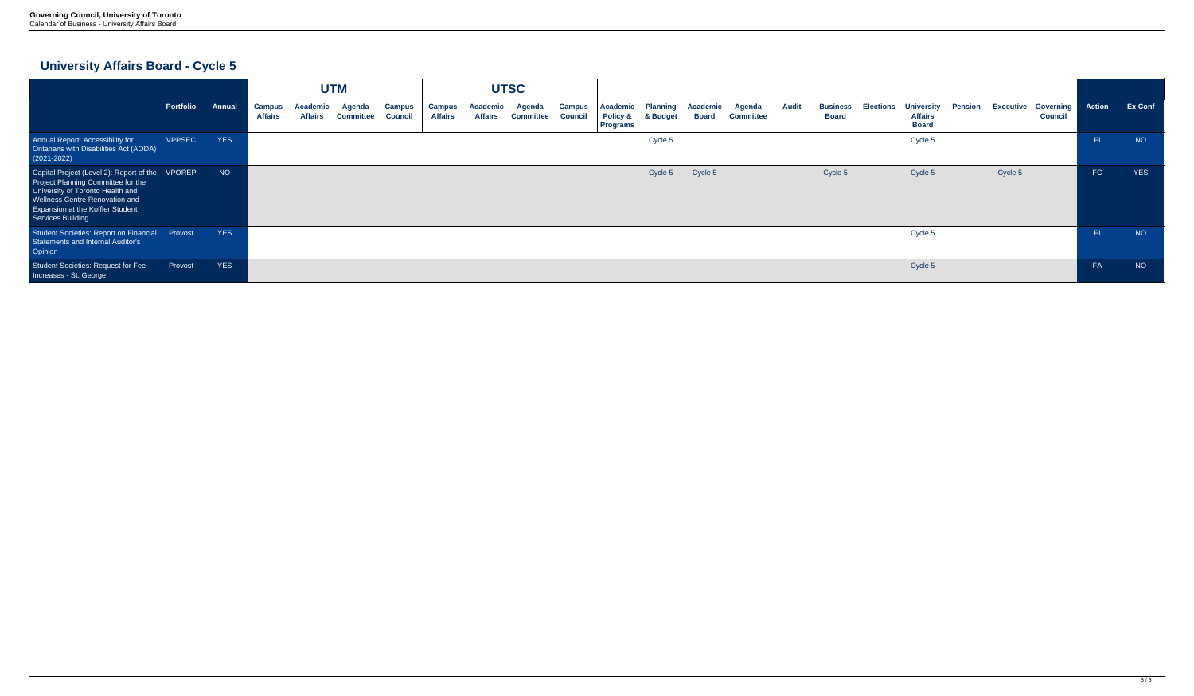## University Affairs Board - Cycle 5

| | Portfolio | Annual | UTM | | | | UTSC | | | | | | | | | | | | | | | | |
|---|---|---|---|---|---|---|---|---|---|---|---|---|---|---|---|---|---|---|---|---|---|---|---|
| | | | Campus Affairs | Academic Affairs | Agenda Committee | Campus Council | Campus Affairs | Academic Affairs | Agenda Committee | Campus Council | Academic Policy & Programs | Planning & Budget | Academic Board | Agenda Committee | Audit | Business Board | Elections | University Affairs Board | Pension | Executive | Governing Council | Action | Ex Conf |
| Annual Report: Accessibility for Ontarians with Disabilities Act (AODA) (2021-2022) | VPPSEC | YES | | | | | | | | | | Cycle 5 | | | | | | Cycle 5 | | | | FI | NO |
| Capital Project (Level 2): Report of the Project Planning Committee for the University of Toronto Health and Wellness Centre Renovation and Expansion at the Koffler Student Services Building | VPOREP | NO | | | | | | | | | | Cycle 5 | Cycle 5 | | | Cycle 5 | | Cycle 5 | | Cycle 5 | | FC | YES |
| Student Societies: Report on Financial Statements and Internal Auditor's Opinion | Provost | YES | | | | | | | | | | | | | | | | Cycle 5 | | | | FI | NO |
| Student Societies: Request for Fee Increases - St. George | Provost | YES | | | | | | | | | | | | | | | | Cycle 5 | | | | FA | NO |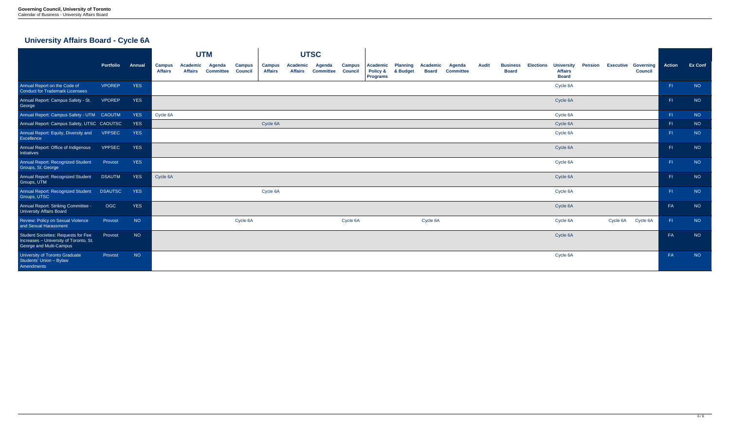## University Affairs Board - Cycle 6A

| | | | UTM | | | | UTSC | | | | | | | | | | | | | | | | | |
|---|---|---|---|---|---|---|---|---|---|---|---|---|---|---|---|---|---|---|---|---|---|---|---|---|
| | Portfolio | Annual | Campus Affairs | Academic Affairs | Agenda Committee | Campus Council | Campus Affairs | Academic Affairs | Agenda Committee | Campus Council | Academic Policy & Programs | Planning & Budget | Academic Board | Agenda Committee | Audit | Business Board | Elections | University Affairs Board | Pension | Executive | Governing Council | Action | Ex Conf |
| Annual Report on the Code of Conduct for Trademark Licensees | VPOREP | YES | | | | | | | | | | | | | | | | Cycle 6A | | | | FI | NO |
| Annual Report: Campus Safety - St. George | VPOREP | YES | | | | | | | | | | | | | | | | Cycle 6A | | | | FI | NO |
| Annual Report: Campus Safety - UTM | CAOUTM | YES | Cycle 6A | | | | | | | | | | | | | | | Cycle 6A | | | | FI | NO |
| Annual Report: Campus Safety, UTSC | CAOUTSC | YES | | | | | Cycle 6A | | | | | | | | | | | Cycle 6A | | | | FI | NO |
| Annual Report: Equity, Diversity and Excellence | VPPSEC | YES | | | | | | | | | | | | | | | | Cycle 6A | | | | FI | NO |
| Annual Report: Office of Indigenous Initiatives | VPPSEC | YES | | | | | | | | | | | | | | | | Cycle 6A | | | | FI | NO |
| Annual Report: Recognized Student Groups, St. George | Provost | YES | | | | | | | | | | | | | | | | Cycle 6A | | | | FI | NO |
| Annual Report: Recognized Student Groups, UTM | DSAUTM | YES | Cycle 6A | | | | | | | | | | | | | | | Cycle 6A | | | | FI | NO |
| Annual Report: Recognized Student Groups, UTSC | DSAUTSC | YES | | | | | Cycle 6A | | | | | | | | | | | Cycle 6A | | | | FI | NO |
| Annual Report: Striking Committee - University Affairs Board | OGC | YES | | | | | | | | | | | | | | | | Cycle 6A | | | | FA | NO |
| Review: Policy on Sexual Violence and Sexual Harassment | Provost | NO | | | | Cycle 6A | | | | Cycle 6A | | | Cycle 6A | | | | | Cycle 6A | | Cycle 6A | Cycle 6A | FI | NO |
| Student Societies: Requests for Fee Increases – University of Toronto, St. George and Multi-Campus | Provost | NO | | | | | | | | | | | | | | | | Cycle 6A | | | | FA | NO |
| University of Toronto Graduate Students' Union – Bylaw Amendments | Provost | NO | | | | | | | | | | | | | | | | Cycle 6A | | | | FA | NO |